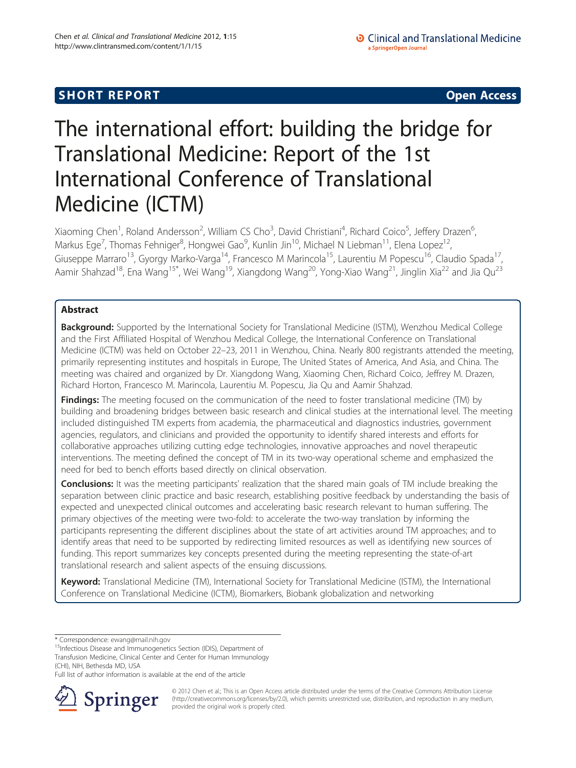SHORT REPORT **Open Access**

# The international effort: building the bridge for Translational Medicine: Report of the 1st International Conference of Translational Medicine (ICTM)

Xiaoming Chen[1], Roland Andersson[2], William CS Cho[3], David Christiani[4], Richard Coico[5], Jeffery Drazen[6], Markus Ege[7], Thomas Fehniger[8], Hongwei Gao[9], Kunlin Jin[10], Michael N Liebman[11], Elena Lopez[12], Giuseppe Marraro[13], Gyorgy Marko-Varga[14], Francesco M Marincola[15], Laurentiu M Popescu[16], Claudio Spada[17], Aamir Shahzad[18], Ena Wang[15*], Wei Wang[19], Xiangdong Wang[20], Yong-Xiao Wang[21], Jinglin Xia[22] and Jia Qu[23]

## Abstract

**Background:** Supported by the International Society for Translational Medicine (ISTM), Wenzhou Medical College and the First Affiliated Hospital of Wenzhou Medical College, the International Conference on Translational Medicine (ICTM) was held on October 22–23, 2011 in Wenzhou, China. Nearly 800 registrants attended the meeting, primarily representing institutes and hospitals in Europe, The United States of America, And Asia, and China. The meeting was chaired and organized by Dr. Xiangdong Wang, Xiaoming Chen, Richard Coico, Jeffrey M. Drazen, Richard Horton, Francesco M. Marincola, Laurentiu M. Popescu, Jia Qu and Aamir Shahzad.

**Findings:** The meeting focused on the communication of the need to foster translational medicine (TM) by building and broadening bridges between basic research and clinical studies at the international level. The meeting included distinguished TM experts from academia, the pharmaceutical and diagnostics industries, government agencies, regulators, and clinicians and provided the opportunity to identify shared interests and efforts for collaborative approaches utilizing cutting edge technologies, innovative approaches and novel therapeutic interventions. The meeting defined the concept of TM in its two-way operational scheme and emphasized the need for bed to bench efforts based directly on clinical observation.

**Conclusions:** It was the meeting participants' realization that the shared main goals of TM include breaking the separation between clinic practice and basic research, establishing positive feedback by understanding the basis of expected and unexpected clinical outcomes and accelerating basic research relevant to human suffering. The primary objectives of the meeting were two-fold: to accelerate the two-way translation by informing the participants representing the different disciplines about the state of art activities around TM approaches; and to identify areas that need to be supported by redirecting limited resources as well as identifying new sources of funding. This report summarizes key concepts presented during the meeting representing the state-of-art translational research and salient aspects of the ensuing discussions.

**Keyword:** Translational Medicine (TM), International Society for Translational Medicine (ISTM), the International Conference on Translational Medicine (ICTM), Biomarkers, Biobank globalization and networking

---

* Correspondence: ewang@mail.nih.gov
[15]Infectious Disease and Immunogenetics Section (IDIS), Department of Transfusion Medicine, Clinical Center and Center for Human Immunology (CHI), NIH, Bethesda MD, USA
Full list of author information is available at the end of the article

© 2012 Chen et al.; This is an Open Access article distributed under the terms of the Creative Commons Attribution License (http://creativecommons.org/licenses/by/2.0), which permits unrestricted use, distribution, and reproduction in any medium, provided the original work is properly cited.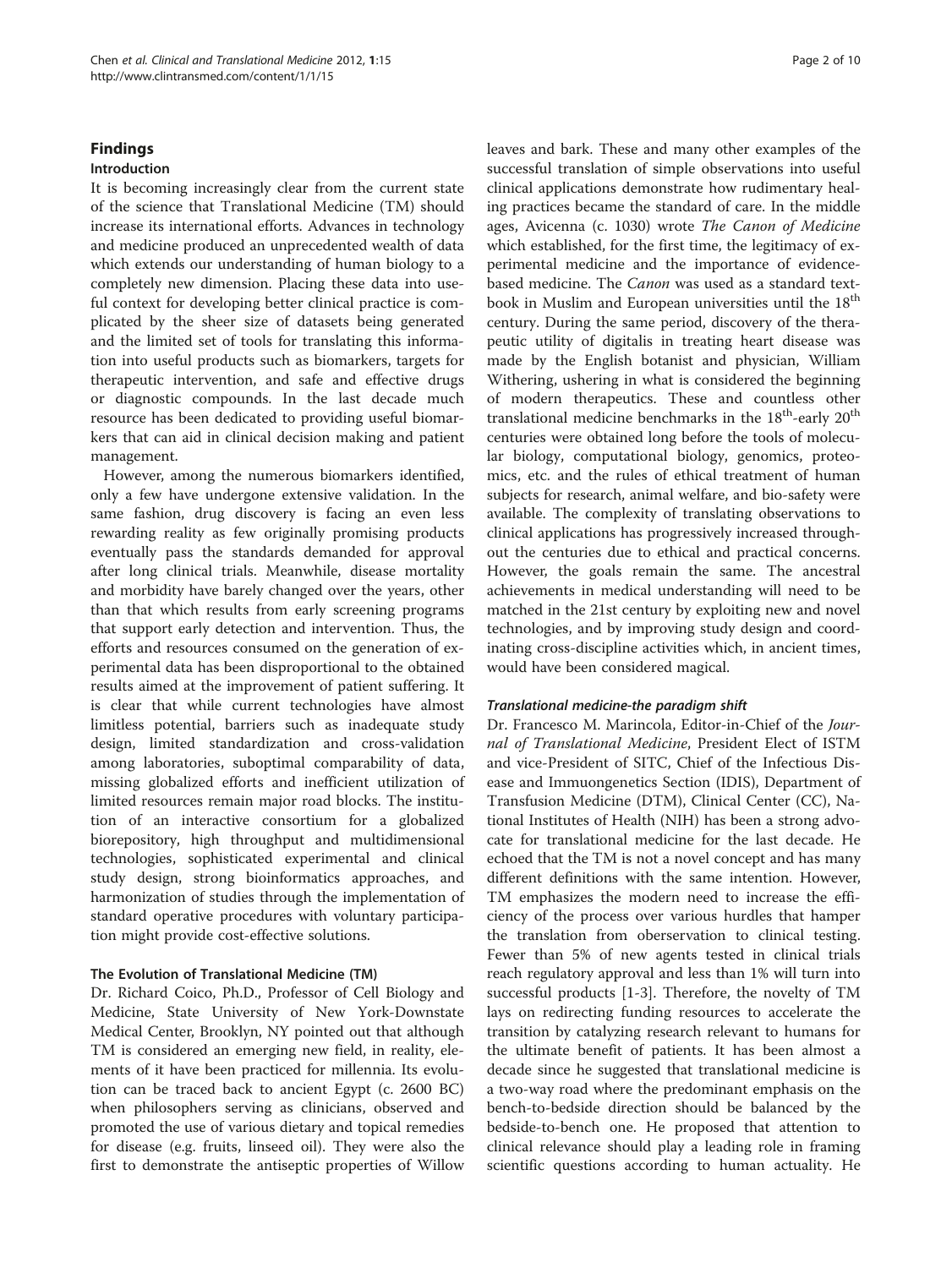## Findings

### Introduction

It is becoming increasingly clear from the current state of the science that Translational Medicine (TM) should increase its international efforts. Advances in technology and medicine produced an unprecedented wealth of data which extends our understanding of human biology to a completely new dimension. Placing these data into useful context for developing better clinical practice is complicated by the sheer size of datasets being generated and the limited set of tools for translating this information into useful products such as biomarkers, targets for therapeutic intervention, and safe and effective drugs or diagnostic compounds. In the last decade much resource has been dedicated to providing useful biomarkers that can aid in clinical decision making and patient management.

However, among the numerous biomarkers identified, only a few have undergone extensive validation. In the same fashion, drug discovery is facing an even less rewarding reality as few originally promising products eventually pass the standards demanded for approval after long clinical trials. Meanwhile, disease mortality and morbidity have barely changed over the years, other than that which results from early screening programs that support early detection and intervention. Thus, the efforts and resources consumed on the generation of experimental data has been disproportional to the obtained results aimed at the improvement of patient suffering. It is clear that while current technologies have almost limitless potential, barriers such as inadequate study design, limited standardization and cross-validation among laboratories, suboptimal comparability of data, missing globalized efforts and inefficient utilization of limited resources remain major road blocks. The institution of an interactive consortium for a globalized biorepository, high throughput and multidimensional technologies, sophisticated experimental and clinical study design, strong bioinformatics approaches, and harmonization of studies through the implementation of standard operative procedures with voluntary participation might provide cost-effective solutions.

### The Evolution of Translational Medicine (TM)

Dr. Richard Coico, Ph.D., Professor of Cell Biology and Medicine, State University of New York-Downstate Medical Center, Brooklyn, NY pointed out that although TM is considered an emerging new field, in reality, elements of it have been practiced for millennia. Its evolution can be traced back to ancient Egypt (c. 2600 BC) when philosophers serving as clinicians, observed and promoted the use of various dietary and topical remedies for disease (e.g. fruits, linseed oil). They were also the first to demonstrate the antiseptic properties of Willow leaves and bark. These and many other examples of the successful translation of simple observations into useful clinical applications demonstrate how rudimentary healing practices became the standard of care. In the middle ages, Avicenna (c. 1030) wrote *The Canon of Medicine* which established, for the first time, the legitimacy of experimental medicine and the importance of evidence-based medicine. The *Canon* was used as a standard textbook in Muslim and European universities until the 18th century. During the same period, discovery of the therapeutic utility of digitalis in treating heart disease was made by the English botanist and physician, William Withering, ushering in what is considered the beginning of modern therapeutics. These and countless other translational medicine benchmarks in the 18th-early 20th centuries were obtained long before the tools of molecular biology, computational biology, genomics, proteomics, etc. and the rules of ethical treatment of human subjects for research, animal welfare, and bio-safety were available. The complexity of translating observations to clinical applications has progressively increased throughout the centuries due to ethical and practical concerns. However, the goals remain the same. The ancestral achievements in medical understanding will need to be matched in the 21st century by exploiting new and novel technologies, and by improving study design and coordinating cross-discipline activities which, in ancient times, would have been considered magical.

#### *Translational medicine-the paradigm shift*

Dr. Francesco M. Marincola, Editor-in-Chief of the *Journal of Translational Medicine*, President Elect of ISTM and vice-President of SITC, Chief of the Infectious Disease and Immuongenetics Section (IDIS), Department of Transfusion Medicine (DTM), Clinical Center (CC), National Institutes of Health (NIH) has been a strong advocate for translational medicine for the last decade. He echoed that the TM is not a novel concept and has many different definitions with the same intention. However, TM emphasizes the modern need to increase the efficiency of the process over various hurdles that hamper the translation from oberservation to clinical testing. Fewer than 5% of new agents tested in clinical trials reach regulatory approval and less than 1% will turn into successful products [1-3]. Therefore, the novelty of TM lays on redirecting funding resources to accelerate the transition by catalyzing research relevant to humans for the ultimate benefit of patients. It has been almost a decade since he suggested that translational medicine is a two-way road where the predominant emphasis on the bench-to-bedside direction should be balanced by the bedside-to-bench one. He proposed that attention to clinical relevance should play a leading role in framing scientific questions according to human actuality. He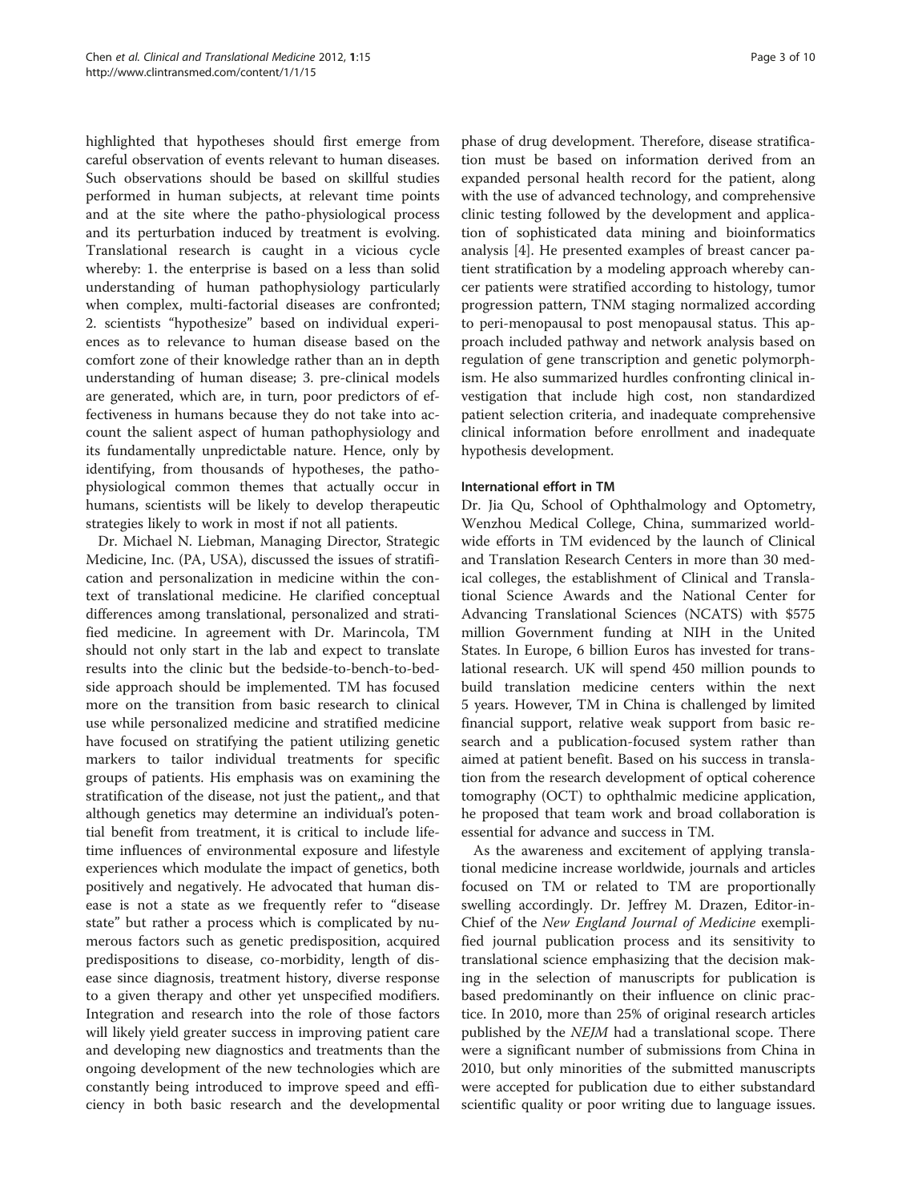highlighted that hypotheses should first emerge from careful observation of events relevant to human diseases. Such observations should be based on skillful studies performed in human subjects, at relevant time points and at the site where the patho-physiological process and its perturbation induced by treatment is evolving. Translational research is caught in a vicious cycle whereby: 1. the enterprise is based on a less than solid understanding of human pathophysiology particularly when complex, multi-factorial diseases are confronted; 2. scientists "hypothesize" based on individual experiences as to relevance to human disease based on the comfort zone of their knowledge rather than an in depth understanding of human disease; 3. pre-clinical models are generated, which are, in turn, poor predictors of effectiveness in humans because they do not take into account the salient aspect of human pathophysiology and its fundamentally unpredictable nature. Hence, only by identifying, from thousands of hypotheses, the pathophysiological common themes that actually occur in humans, scientists will be likely to develop therapeutic strategies likely to work in most if not all patients.

Dr. Michael N. Liebman, Managing Director, Strategic Medicine, Inc. (PA, USA), discussed the issues of stratification and personalization in medicine within the context of translational medicine. He clarified conceptual differences among translational, personalized and stratified medicine. In agreement with Dr. Marincola, TM should not only start in the lab and expect to translate results into the clinic but the bedside-to-bench-to-bedside approach should be implemented. TM has focused more on the transition from basic research to clinical use while personalized medicine and stratified medicine have focused on stratifying the patient utilizing genetic markers to tailor individual treatments for specific groups of patients. His emphasis was on examining the stratification of the disease, not just the patient,, and that although genetics may determine an individual's potential benefit from treatment, it is critical to include lifetime influences of environmental exposure and lifestyle experiences which modulate the impact of genetics, both positively and negatively. He advocated that human disease is not a state as we frequently refer to "disease state" but rather a process which is complicated by numerous factors such as genetic predisposition, acquired predispositions to disease, co-morbidity, length of disease since diagnosis, treatment history, diverse response to a given therapy and other yet unspecified modifiers. Integration and research into the role of those factors will likely yield greater success in improving patient care and developing new diagnostics and treatments than the ongoing development of the new technologies which are constantly being introduced to improve speed and efficiency in both basic research and the developmental phase of drug development. Therefore, disease stratification must be based on information derived from an expanded personal health record for the patient, along with the use of advanced technology, and comprehensive clinic testing followed by the development and application of sophisticated data mining and bioinformatics analysis [4]. He presented examples of breast cancer patient stratification by a modeling approach whereby cancer patients were stratified according to histology, tumor progression pattern, TNM staging normalized according to peri-menopausal to post menopausal status. This approach included pathway and network analysis based on regulation of gene transcription and genetic polymorphism. He also summarized hurdles confronting clinical investigation that include high cost, non standardized patient selection criteria, and inadequate comprehensive clinical information before enrollment and inadequate hypothesis development.

### International effort in TM

Dr. Jia Qu, School of Ophthalmology and Optometry, Wenzhou Medical College, China, summarized worldwide efforts in TM evidenced by the launch of Clinical and Translation Research Centers in more than 30 medical colleges, the establishment of Clinical and Translational Science Awards and the National Center for Advancing Translational Sciences (NCATS) with $575 million Government funding at NIH in the United States. In Europe, 6 billion Euros has invested for translational research. UK will spend 450 million pounds to build translation medicine centers within the next 5 years. However, TM in China is challenged by limited financial support, relative weak support from basic research and a publication-focused system rather than aimed at patient benefit. Based on his success in translation from the research development of optical coherence tomography (OCT) to ophthalmic medicine application, he proposed that team work and broad collaboration is essential for advance and success in TM.

As the awareness and excitement of applying translational medicine increase worldwide, journals and articles focused on TM or related to TM are proportionally swelling accordingly. Dr. Jeffrey M. Drazen, Editor-in-Chief of the *New England Journal of Medicine* exemplified journal publication process and its sensitivity to translational science emphasizing that the decision making in the selection of manuscripts for publication is based predominantly on their influence on clinic practice. In 2010, more than 25% of original research articles published by the *NEJM* had a translational scope. There were a significant number of submissions from China in 2010, but only minorities of the submitted manuscripts were accepted for publication due to either substandard scientific quality or poor writing due to language issues.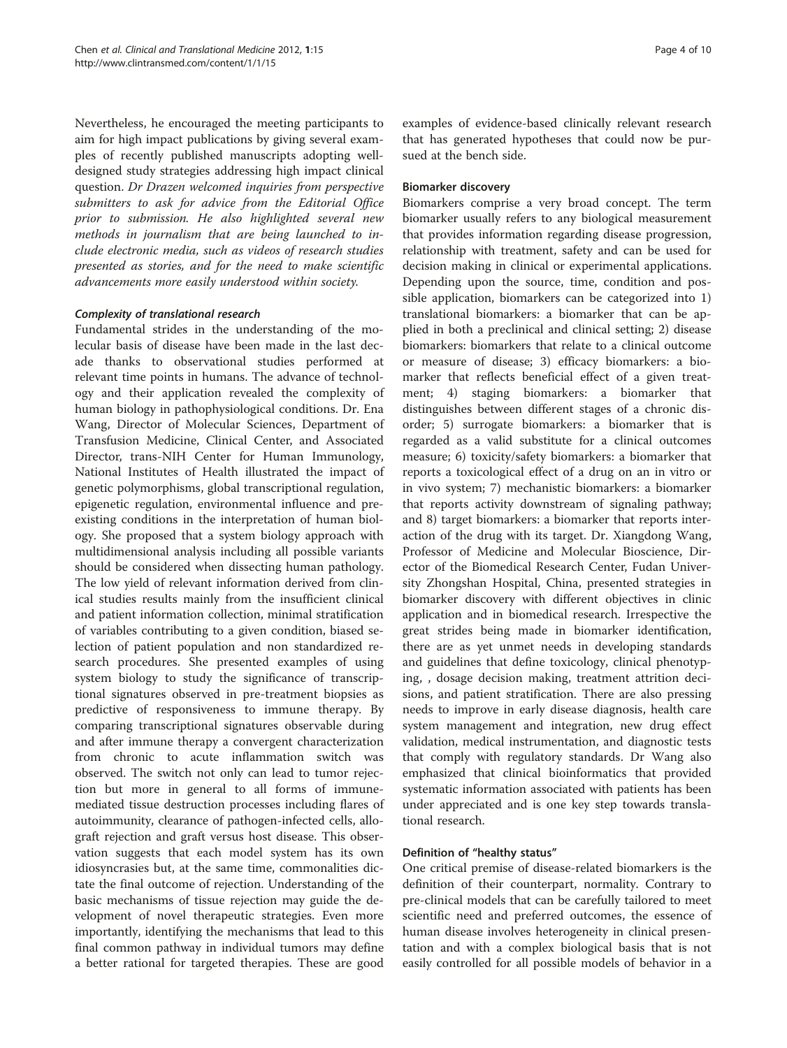Nevertheless, he encouraged the meeting participants to aim for high impact publications by giving several examples of recently published manuscripts adopting well-designed study strategies addressing high impact clinical question. *Dr Drazen welcomed inquiries from perspective submitters to ask for advice from the Editorial Office prior to submission. He also highlighted several new methods in journalism that are being launched to include electronic media, such as videos of research studies presented as stories, and for the need to make scientific advancements more easily understood within society.*

#### *Complexity of translational research*

Fundamental strides in the understanding of the molecular basis of disease have been made in the last decade thanks to observational studies performed at relevant time points in humans. The advance of technology and their application revealed the complexity of human biology in pathophysiological conditions. Dr. Ena Wang, Director of Molecular Sciences, Department of Transfusion Medicine, Clinical Center, and Associated Director, trans-NIH Center for Human Immunology, National Institutes of Health illustrated the impact of genetic polymorphisms, global transcriptional regulation, epigenetic regulation, environmental influence and preexisting conditions in the interpretation of human biology. She proposed that a system biology approach with multidimensional analysis including all possible variants should be considered when dissecting human pathology. The low yield of relevant information derived from clinical studies results mainly from the insufficient clinical and patient information collection, minimal stratification of variables contributing to a given condition, biased selection of patient population and non standardized research procedures. She presented examples of using system biology to study the significance of transcriptional signatures observed in pre-treatment biopsies as predictive of responsiveness to immune therapy. By comparing transcriptional signatures observable during and after immune therapy a convergent characterization from chronic to acute inflammation switch was observed. The switch not only can lead to tumor rejection but more in general to all forms of immune-mediated tissue destruction processes including flares of autoimmunity, clearance of pathogen-infected cells, allograft rejection and graft versus host disease. This observation suggests that each model system has its own idiosyncrasies but, at the same time, commonalities dictate the final outcome of rejection. Understanding of the basic mechanisms of tissue rejection may guide the development of novel therapeutic strategies. Even more importantly, identifying the mechanisms that lead to this final common pathway in individual tumors may define a better rational for targeted therapies. These are good examples of evidence-based clinically relevant research that has generated hypotheses that could now be pursued at the bench side.

#### Biomarker discovery

Biomarkers comprise a very broad concept. The term biomarker usually refers to any biological measurement that provides information regarding disease progression, relationship with treatment, safety and can be used for decision making in clinical or experimental applications. Depending upon the source, time, condition and possible application, biomarkers can be categorized into 1) translational biomarkers: a biomarker that can be applied in both a preclinical and clinical setting; 2) disease biomarkers: biomarkers that relate to a clinical outcome or measure of disease; 3) efficacy biomarkers: a biomarker that reflects beneficial effect of a given treatment; 4) staging biomarkers: a biomarker that distinguishes between different stages of a chronic disorder; 5) surrogate biomarkers: a biomarker that is regarded as a valid substitute for a clinical outcomes measure; 6) toxicity/safety biomarkers: a biomarker that reports a toxicological effect of a drug on an in vitro or in vivo system; 7) mechanistic biomarkers: a biomarker that reports activity downstream of signaling pathway; and 8) target biomarkers: a biomarker that reports interaction of the drug with its target. Dr. Xiangdong Wang, Professor of Medicine and Molecular Bioscience, Director of the Biomedical Research Center, Fudan University Zhongshan Hospital, China, presented strategies in biomarker discovery with different objectives in clinic application and in biomedical research. Irrespective the great strides being made in biomarker identification, there are as yet unmet needs in developing standards and guidelines that define toxicology, clinical phenotyping, , dosage decision making, treatment attrition decisions, and patient stratification. There are also pressing needs to improve in early disease diagnosis, health care system management and integration, new drug effect validation, medical instrumentation, and diagnostic tests that comply with regulatory standards. Dr Wang also emphasized that clinical bioinformatics that provided systematic information associated with patients has been under appreciated and is one key step towards translational research.

#### Definition of "healthy status"

One critical premise of disease-related biomarkers is the definition of their counterpart, normality. Contrary to pre-clinical models that can be carefully tailored to meet scientific need and preferred outcomes, the essence of human disease involves heterogeneity in clinical presentation and with a complex biological basis that is not easily controlled for all possible models of behavior in a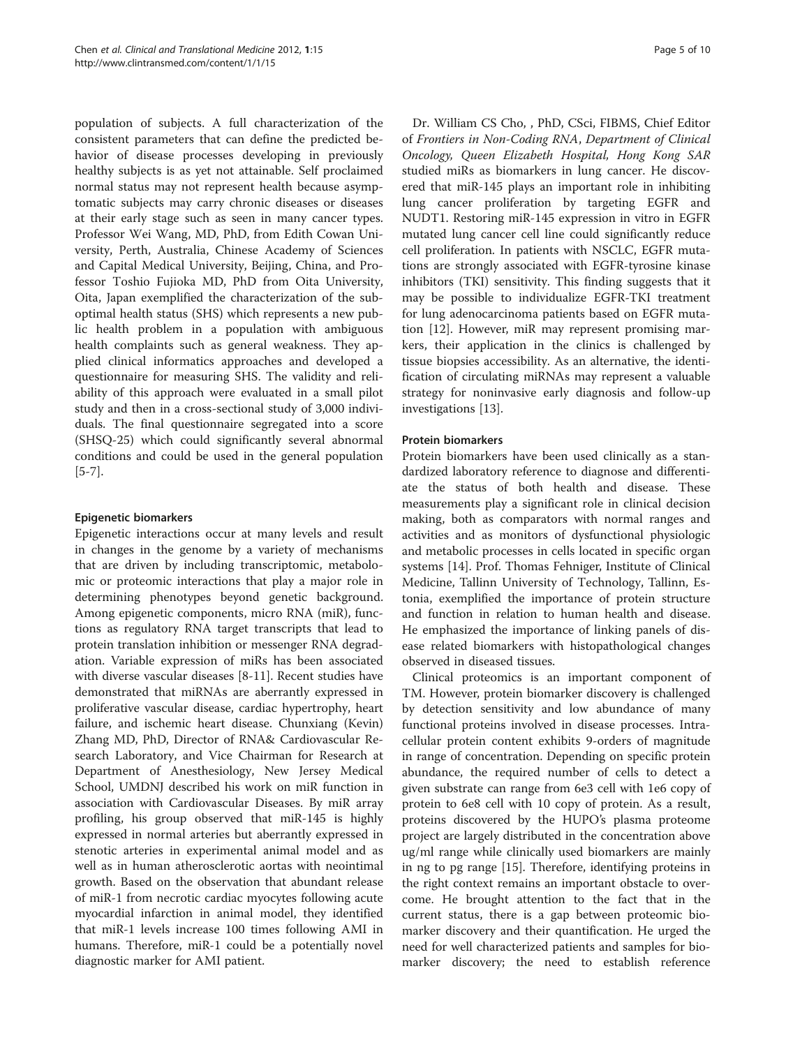population of subjects. A full characterization of the consistent parameters that can define the predicted behavior of disease processes developing in previously healthy subjects is as yet not attainable. Self proclaimed normal status may not represent health because asymptomatic subjects may carry chronic diseases or diseases at their early stage such as seen in many cancer types. Professor Wei Wang, MD, PhD, from Edith Cowan University, Perth, Australia, Chinese Academy of Sciences and Capital Medical University, Beijing, China, and Professor Toshio Fujioka MD, PhD from Oita University, Oita, Japan exemplified the characterization of the suboptimal health status (SHS) which represents a new public health problem in a population with ambiguous health complaints such as general weakness. They applied clinical informatics approaches and developed a questionnaire for measuring SHS. The validity and reliability of this approach were evaluated in a small pilot study and then in a cross-sectional study of 3,000 individuals. The final questionnaire segregated into a score (SHSQ-25) which could significantly several abnormal conditions and could be used in the general population [5-7].

### Epigenetic biomarkers

Epigenetic interactions occur at many levels and result in changes in the genome by a variety of mechanisms that are driven by including transcriptomic, metabolomic or proteomic interactions that play a major role in determining phenotypes beyond genetic background. Among epigenetic components, micro RNA (miR), functions as regulatory RNA target transcripts that lead to protein translation inhibition or messenger RNA degradation. Variable expression of miRs has been associated with diverse vascular diseases [8-11]. Recent studies have demonstrated that miRNAs are aberrantly expressed in proliferative vascular disease, cardiac hypertrophy, heart failure, and ischemic heart disease. Chunxiang (Kevin) Zhang MD, PhD, Director of RNA& Cardiovascular Research Laboratory, and Vice Chairman for Research at Department of Anesthesiology, New Jersey Medical School, UMDNJ described his work on miR function in association with Cardiovascular Diseases. By miR array profiling, his group observed that miR-145 is highly expressed in normal arteries but aberrantly expressed in stenotic arteries in experimental animal model and as well as in human atherosclerotic aortas with neointimal growth. Based on the observation that abundant release of miR-1 from necrotic cardiac myocytes following acute myocardial infarction in animal model, they identified that miR-1 levels increase 100 times following AMI in humans. Therefore, miR-1 could be a potentially novel diagnostic marker for AMI patient.

Dr. William CS Cho, , PhD, CSci, FIBMS, Chief Editor of *Frontiers in Non-Coding RNA*, *Department of Clinical Oncology, Queen Elizabeth Hospital, Hong Kong SAR* studied miRs as biomarkers in lung cancer. He discovered that miR-145 plays an important role in inhibiting lung cancer proliferation by targeting EGFR and NUDT1. Restoring miR-145 expression in vitro in EGFR mutated lung cancer cell line could significantly reduce cell proliferation. In patients with NSCLC, EGFR mutations are strongly associated with EGFR-tyrosine kinase inhibitors (TKI) sensitivity. This finding suggests that it may be possible to individualize EGFR-TKI treatment for lung adenocarcinoma patients based on EGFR mutation [12]. However, miR may represent promising markers, their application in the clinics is challenged by tissue biopsies accessibility. As an alternative, the identification of circulating miRNAs may represent a valuable strategy for noninvasive early diagnosis and follow-up investigations [13].

### Protein biomarkers

Protein biomarkers have been used clinically as a standardized laboratory reference to diagnose and differentiate the status of both health and disease. These measurements play a significant role in clinical decision making, both as comparators with normal ranges and activities and as monitors of dysfunctional physiologic and metabolic processes in cells located in specific organ systems [14]. Prof. Thomas Fehniger, Institute of Clinical Medicine, Tallinn University of Technology, Tallinn, Estonia, exemplified the importance of protein structure and function in relation to human health and disease. He emphasized the importance of linking panels of disease related biomarkers with histopathological changes observed in diseased tissues.

Clinical proteomics is an important component of TM. However, protein biomarker discovery is challenged by detection sensitivity and low abundance of many functional proteins involved in disease processes. Intracellular protein content exhibits 9-orders of magnitude in range of concentration. Depending on specific protein abundance, the required number of cells to detect a given substrate can range from 6e3 cell with 1e6 copy of protein to 6e8 cell with 10 copy of protein. As a result, proteins discovered by the HUPO's plasma proteome project are largely distributed in the concentration above ug/ml range while clinically used biomarkers are mainly in ng to pg range [15]. Therefore, identifying proteins in the right context remains an important obstacle to overcome. He brought attention to the fact that in the current status, there is a gap between proteomic biomarker discovery and their quantification. He urged the need for well characterized patients and samples for biomarker discovery; the need to establish reference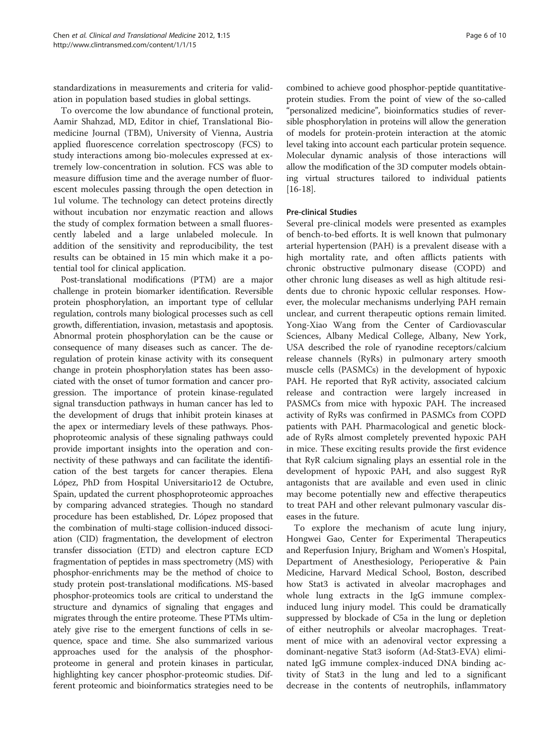standardizations in measurements and criteria for validation in population based studies in global settings.

To overcome the low abundance of functional protein, Aamir Shahzad, MD, Editor in chief, Translational Biomedicine Journal (TBM), University of Vienna, Austria applied fluorescence correlation spectroscopy (FCS) to study interactions among bio-molecules expressed at extremely low-concentration in solution. FCS was able to measure diffusion time and the average number of fluorescent molecules passing through the open detection in 1ul volume. The technology can detect proteins directly without incubation nor enzymatic reaction and allows the study of complex formation between a small fluorescently labeled and a large unlabeled molecule. In addition of the sensitivity and reproducibility, the test results can be obtained in 15 min which make it a potential tool for clinical application.

Post-translational modifications (PTM) are a major challenge in protein biomarker identification. Reversible protein phosphorylation, an important type of cellular regulation, controls many biological processes such as cell growth, differentiation, invasion, metastasis and apoptosis. Abnormal protein phosphorylation can be the cause or consequence of many diseases such as cancer. The deregulation of protein kinase activity with its consequent change in protein phosphorylation states has been associated with the onset of tumor formation and cancer progression. The importance of protein kinase-regulated signal transduction pathways in human cancer has led to the development of drugs that inhibit protein kinases at the apex or intermediary levels of these pathways. Phosphoproteomic analysis of these signaling pathways could provide important insights into the operation and connectivity of these pathways and can facilitate the identification of the best targets for cancer therapies. Elena López, PhD from Hospital Universitario12 de Octubre, Spain, updated the current phosphoproteomic approaches by comparing advanced strategies. Though no standard procedure has been established, Dr. López proposed that the combination of multi-stage collision-induced dissociation (CID) fragmentation, the development of electron transfer dissociation (ETD) and electron capture ECD fragmentation of peptides in mass spectrometry (MS) with phosphor-enrichments may be the method of choice to study protein post-translational modifications. MS-based phosphor-proteomics tools are critical to understand the structure and dynamics of signaling that engages and migrates through the entire proteome. These PTMs ultimately give rise to the emergent functions of cells in sequence, space and time. She also summarized various approaches used for the analysis of the phosphor-proteome in general and protein kinases in particular, highlighting key cancer phosphor-proteomic studies. Different proteomic and bioinformatics strategies need to be combined to achieve good phosphor-peptide quantitative-protein studies. From the point of view of the so-called "personalized medicine", bioinformatics studies of reversible phosphorylation in proteins will allow the generation of models for protein-protein interaction at the atomic level taking into account each particular protein sequence. Molecular dynamic analysis of those interactions will allow the modification of the 3D computer models obtaining virtual structures tailored to individual patients [16-18].

## Pre-clinical Studies

Several pre-clinical models were presented as examples of bench-to-bed efforts. It is well known that pulmonary arterial hypertension (PAH) is a prevalent disease with a high mortality rate, and often afflicts patients with chronic obstructive pulmonary disease (COPD) and other chronic lung diseases as well as high altitude residents due to chronic hypoxic cellular responses. However, the molecular mechanisms underlying PAH remain unclear, and current therapeutic options remain limited. Yong-Xiao Wang from the Center of Cardiovascular Sciences, Albany Medical College, Albany, New York, USA described the role of ryanodine receptors/calcium release channels (RyRs) in pulmonary artery smooth muscle cells (PASMCs) in the development of hypoxic PAH. He reported that RyR activity, associated calcium release and contraction were largely increased in PASMCs from mice with hypoxic PAH. The increased activity of RyRs was confirmed in PASMCs from COPD patients with PAH. Pharmacological and genetic blockade of RyRs almost completely prevented hypoxic PAH in mice. These exciting results provide the first evidence that RyR calcium signaling plays an essential role in the development of hypoxic PAH, and also suggest RyR antagonists that are available and even used in clinic may become potentially new and effective therapeutics to treat PAH and other relevant pulmonary vascular diseases in the future.

To explore the mechanism of acute lung injury, Hongwei Gao, Center for Experimental Therapeutics and Reperfusion Injury, Brigham and Women's Hospital, Department of Anesthesiology, Perioperative & Pain Medicine, Harvard Medical School, Boston, described how Stat3 is activated in alveolar macrophages and whole lung extracts in the IgG immune complex-induced lung injury model. This could be dramatically suppressed by blockade of C5a in the lung or depletion of either neutrophils or alveolar macrophages. Treatment of mice with an adenoviral vector expressing a dominant-negative Stat3 isoform (Ad-Stat3-EVA) eliminated IgG immune complex-induced DNA binding activity of Stat3 in the lung and led to a significant decrease in the contents of neutrophils, inflammatory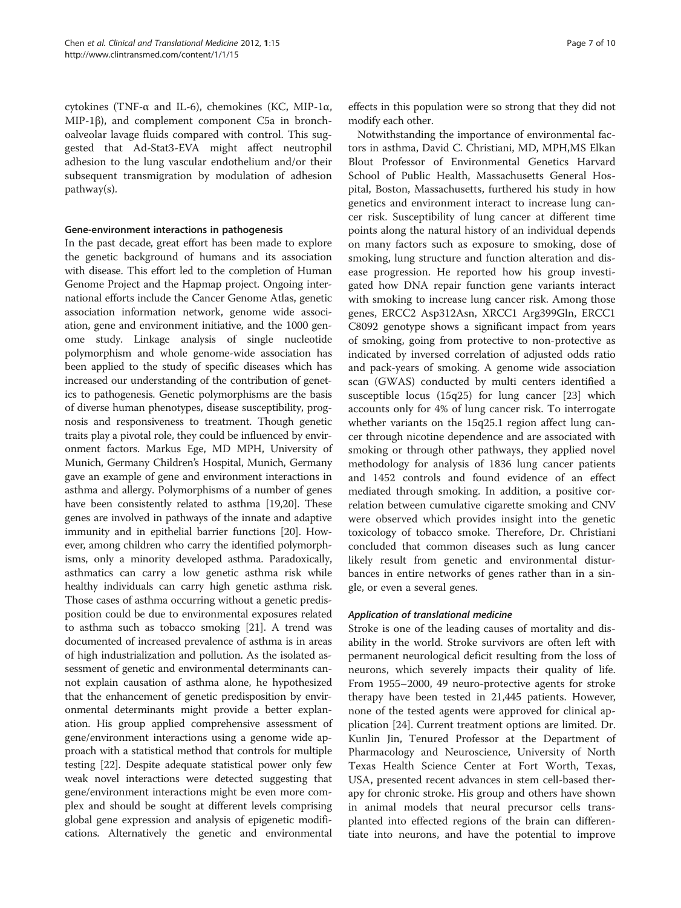cytokines (TNF-α and IL-6), chemokines (KC, MIP-1α, MIP-1β), and complement component C5a in bronchoalveolar lavage fluids compared with control. This suggested that Ad-Stat3-EVA might affect neutrophil adhesion to the lung vascular endothelium and/or their subsequent transmigration by modulation of adhesion pathway(s).

#### Gene-environment interactions in pathogenesis

In the past decade, great effort has been made to explore the genetic background of humans and its association with disease. This effort led to the completion of Human Genome Project and the Hapmap project. Ongoing international efforts include the Cancer Genome Atlas, genetic association information network, genome wide association, gene and environment initiative, and the 1000 genome study. Linkage analysis of single nucleotide polymorphism and whole genome-wide association has been applied to the study of specific diseases which has increased our understanding of the contribution of genetics to pathogenesis. Genetic polymorphisms are the basis of diverse human phenotypes, disease susceptibility, prognosis and responsiveness to treatment. Though genetic traits play a pivotal role, they could be influenced by environment factors. Markus Ege, MD MPH, University of Munich, Germany Children's Hospital, Munich, Germany gave an example of gene and environment interactions in asthma and allergy. Polymorphisms of a number of genes have been consistently related to asthma [19,20]. These genes are involved in pathways of the innate and adaptive immunity and in epithelial barrier functions [20]. However, among children who carry the identified polymorphisms, only a minority developed asthma. Paradoxically, asthmatics can carry a low genetic asthma risk while healthy individuals can carry high genetic asthma risk. Those cases of asthma occurring without a genetic predisposition could be due to environmental exposures related to asthma such as tobacco smoking [21]. A trend was documented of increased prevalence of asthma is in areas of high industrialization and pollution. As the isolated assessment of genetic and environmental determinants cannot explain causation of asthma alone, he hypothesized that the enhancement of genetic predisposition by environmental determinants might provide a better explanation. His group applied comprehensive assessment of gene/environment interactions using a genome wide approach with a statistical method that controls for multiple testing [22]. Despite adequate statistical power only few weak novel interactions were detected suggesting that gene/environment interactions might be even more complex and should be sought at different levels comprising global gene expression and analysis of epigenetic modifications. Alternatively the genetic and environmental effects in this population were so strong that they did not modify each other.

Notwithstanding the importance of environmental factors in asthma, David C. Christiani, MD, MPH,MS Elkan Blout Professor of Environmental Genetics Harvard School of Public Health, Massachusetts General Hospital, Boston, Massachusetts, furthered his study in how genetics and environment interact to increase lung cancer risk. Susceptibility of lung cancer at different time points along the natural history of an individual depends on many factors such as exposure to smoking, dose of smoking, lung structure and function alteration and disease progression. He reported how his group investigated how DNA repair function gene variants interact with smoking to increase lung cancer risk. Among those genes, ERCC2 Asp312Asn, XRCC1 Arg399Gln, ERCC1 C8092 genotype shows a significant impact from years of smoking, going from protective to non-protective as indicated by inversed correlation of adjusted odds ratio and pack-years of smoking. A genome wide association scan (GWAS) conducted by multi centers identified a susceptible locus (15q25) for lung cancer [23] which accounts only for 4% of lung cancer risk. To interrogate whether variants on the 15q25.1 region affect lung cancer through nicotine dependence and are associated with smoking or through other pathways, they applied novel methodology for analysis of 1836 lung cancer patients and 1452 controls and found evidence of an effect mediated through smoking. In addition, a positive correlation between cumulative cigarette smoking and CNV were observed which provides insight into the genetic toxicology of tobacco smoke. Therefore, Dr. Christiani concluded that common diseases such as lung cancer likely result from genetic and environmental disturbances in entire networks of genes rather than in a single, or even a several genes.

#### *Application of translational medicine*

Stroke is one of the leading causes of mortality and disability in the world. Stroke survivors are often left with permanent neurological deficit resulting from the loss of neurons, which severely impacts their quality of life. From 1955–2000, 49 neuro-protective agents for stroke therapy have been tested in 21,445 patients. However, none of the tested agents were approved for clinical application [24]. Current treatment options are limited. Dr. Kunlin Jin, Tenured Professor at the Department of Pharmacology and Neuroscience, University of North Texas Health Science Center at Fort Worth, Texas, USA, presented recent advances in stem cell-based therapy for chronic stroke. His group and others have shown in animal models that neural precursor cells transplanted into effected regions of the brain can differentiate into neurons, and have the potential to improve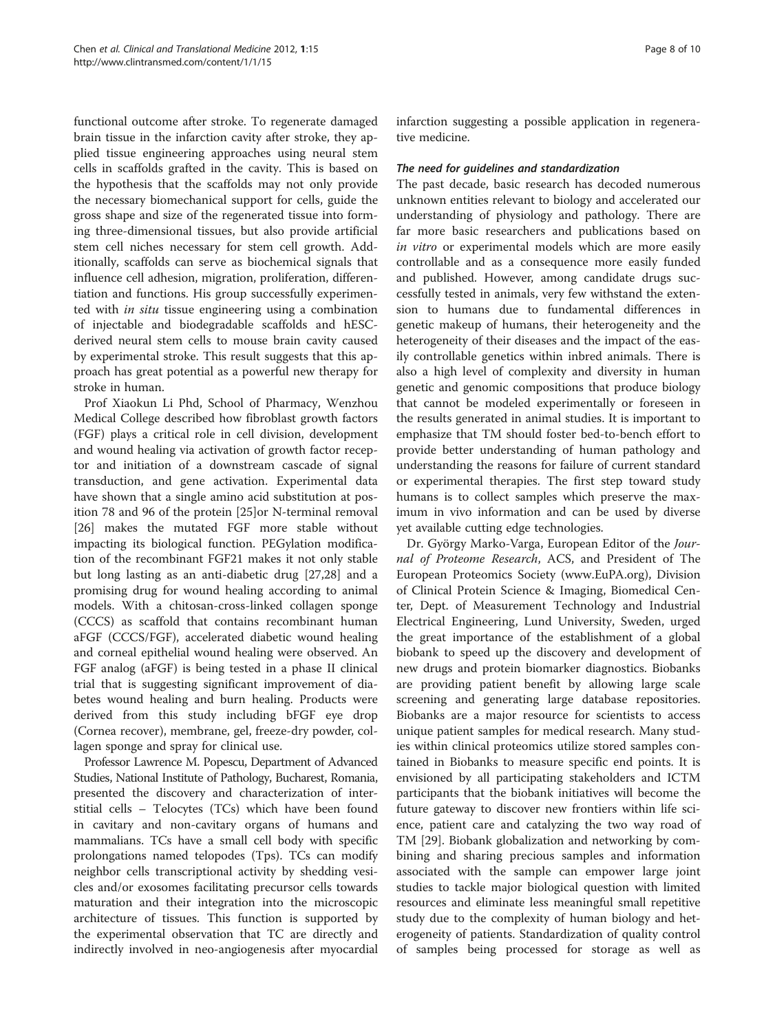functional outcome after stroke. To regenerate damaged brain tissue in the infarction cavity after stroke, they applied tissue engineering approaches using neural stem cells in scaffolds grafted in the cavity. This is based on the hypothesis that the scaffolds may not only provide the necessary biomechanical support for cells, guide the gross shape and size of the regenerated tissue into forming three-dimensional tissues, but also provide artificial stem cell niches necessary for stem cell growth. Additionally, scaffolds can serve as biochemical signals that influence cell adhesion, migration, proliferation, differentiation and functions. His group successfully experimented with *in situ* tissue engineering using a combination of injectable and biodegradable scaffolds and hESC-derived neural stem cells to mouse brain cavity caused by experimental stroke. This result suggests that this approach has great potential as a powerful new therapy for stroke in human.

Prof Xiaokun Li Phd, School of Pharmacy, Wenzhou Medical College described how fibroblast growth factors (FGF) plays a critical role in cell division, development and wound healing via activation of growth factor receptor and initiation of a downstream cascade of signal transduction, and gene activation. Experimental data have shown that a single amino acid substitution at position 78 and 96 of the protein [25]or N-terminal removal [26] makes the mutated FGF more stable without impacting its biological function. PEGylation modification of the recombinant FGF21 makes it not only stable but long lasting as an anti-diabetic drug [27,28] and a promising drug for wound healing according to animal models. With a chitosan-cross-linked collagen sponge (CCCS) as scaffold that contains recombinant human aFGF (CCCS/FGF), accelerated diabetic wound healing and corneal epithelial wound healing were observed. An FGF analog (aFGF) is being tested in a phase II clinical trial that is suggesting significant improvement of diabetes wound healing and burn healing. Products were derived from this study including bFGF eye drop (Cornea recover), membrane, gel, freeze-dry powder, collagen sponge and spray for clinical use.

Professor Lawrence M. Popescu, Department of Advanced Studies, National Institute of Pathology, Bucharest, Romania, presented the discovery and characterization of interstitial cells – Telocytes (TCs) which have been found in cavitary and non-cavitary organs of humans and mammalians. TCs have a small cell body with specific prolongations named telopodes (Tps). TCs can modify neighbor cells transcriptional activity by shedding vesicles and/or exosomes facilitating precursor cells towards maturation and their integration into the microscopic architecture of tissues. This function is supported by the experimental observation that TC are directly and indirectly involved in neo-angiogenesis after myocardial infarction suggesting a possible application in regenerative medicine.

### *The need for guidelines and standardization*

The past decade, basic research has decoded numerous unknown entities relevant to biology and accelerated our understanding of physiology and pathology. There are far more basic researchers and publications based on *in vitro* or experimental models which are more easily controllable and as a consequence more easily funded and published. However, among candidate drugs successfully tested in animals, very few withstand the extension to humans due to fundamental differences in genetic makeup of humans, their heterogeneity and the heterogeneity of their diseases and the impact of the easily controllable genetics within inbred animals. There is also a high level of complexity and diversity in human genetic and genomic compositions that produce biology that cannot be modeled experimentally or foreseen in the results generated in animal studies. It is important to emphasize that TM should foster bed-to-bench effort to provide better understanding of human pathology and understanding the reasons for failure of current standard or experimental therapies. The first step toward study humans is to collect samples which preserve the maximum in vivo information and can be used by diverse yet available cutting edge technologies.

Dr. György Marko-Varga, European Editor of the *Journal of Proteome Research*, ACS, and President of The European Proteomics Society (www.EuPA.org), Division of Clinical Protein Science & Imaging, Biomedical Center, Dept. of Measurement Technology and Industrial Electrical Engineering, Lund University, Sweden, urged the great importance of the establishment of a global biobank to speed up the discovery and development of new drugs and protein biomarker diagnostics. Biobanks are providing patient benefit by allowing large scale screening and generating large database repositories. Biobanks are a major resource for scientists to access unique patient samples for medical research. Many studies within clinical proteomics utilize stored samples contained in Biobanks to measure specific end points. It is envisioned by all participating stakeholders and ICTM participants that the biobank initiatives will become the future gateway to discover new frontiers within life science, patient care and catalyzing the two way road of TM [29]. Biobank globalization and networking by combining and sharing precious samples and information associated with the sample can empower large joint studies to tackle major biological question with limited resources and eliminate less meaningful small repetitive study due to the complexity of human biology and heterogeneity of patients. Standardization of quality control of samples being processed for storage as well as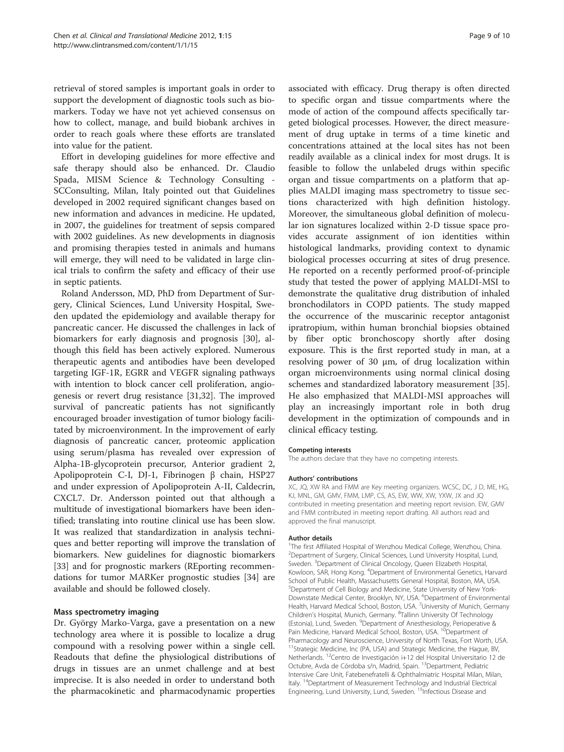retrieval of stored samples is important goals in order to support the development of diagnostic tools such as biomarkers. Today we have not yet achieved consensus on how to collect, manage, and build biobank archives in order to reach goals where these efforts are translated into value for the patient.

Effort in developing guidelines for more effective and safe therapy should also be enhanced. Dr. Claudio Spada, MISM Science & Technology Consulting - SCConsulting, Milan, Italy pointed out that Guidelines developed in 2002 required significant changes based on new information and advances in medicine. He updated, in 2007, the guidelines for treatment of sepsis compared with 2002 guidelines. As new developments in diagnosis and promising therapies tested in animals and humans will emerge, they will need to be validated in large clinical trials to confirm the safety and efficacy of their use in septic patients.

Roland Andersson, MD, PhD from Department of Surgery, Clinical Sciences, Lund University Hospital, Sweden updated the epidemiology and available therapy for pancreatic cancer. He discussed the challenges in lack of biomarkers for early diagnosis and prognosis [30], although this field has been actively explored. Numerous therapeutic agents and antibodies have been developed targeting IGF-1R, EGRR and VEGFR signaling pathways with intention to block cancer cell proliferation, angiogenesis or revert drug resistance [31,32]. The improved survival of pancreatic patients has not significantly encouraged broader investigation of tumor biology facilitated by microenvironment. In the improvement of early diagnosis of pancreatic cancer, proteomic application using serum/plasma has revealed over expression of Alpha-1B-glycoprotein precursor, Anterior gradient 2, Apolipoprotein C-I, DJ-1, Fibrinogen β chain, HSP27 and under expression of Apolipoprotein A-II, Caldecrin, CXCL7. Dr. Andersson pointed out that although a multitude of investigational biomarkers have been identified; translating into routine clinical use has been slow. It was realized that standardization in analysis techniques and better reporting will improve the translation of biomarkers. New guidelines for diagnostic biomarkers [33] and for prognostic markers (REporting recommendations for tumor MARKer prognostic studies [34] are available and should be followed closely.

## Mass spectrometry imaging

Dr. György Marko-Varga, gave a presentation on a new technology area where it is possible to localize a drug compound with a resolving power within a single cell. Readouts that define the physiological distributions of drugs in tissues are an unmet challenge and at best imprecise. It is also needed in order to understand both the pharmacokinetic and pharmacodynamic properties associated with efficacy. Drug therapy is often directed to specific organ and tissue compartments where the mode of action of the compound affects specifically targeted biological processes. However, the direct measurement of drug uptake in terms of a time kinetic and concentrations attained at the local sites has not been readily available as a clinical index for most drugs. It is feasible to follow the unlabeled drugs within specific organ and tissue compartments on a platform that applies MALDI imaging mass spectrometry to tissue sections characterized with high definition histology. Moreover, the simultaneous global definition of molecular ion signatures localized within 2-D tissue space provides accurate assignment of ion identities within histological landmarks, providing context to dynamic biological processes occurring at sites of drug presence. He reported on a recently performed proof-of-principle study that tested the power of applying MALDI-MSI to demonstrate the qualitative drug distribution of inhaled bronchodilators in COPD patients. The study mapped the occurrence of the muscarinic receptor antagonist ipratropium, within human bronchial biopsies obtained by fiber optic bronchoscopy shortly after dosing exposure. This is the first reported study in man, at a resolving power of 30 μm, of drug localization within organ microenvironments using normal clinical dosing schemes and standardized laboratory measurement [35]. He also emphasized that MALDI-MSI approaches will play an increasingly important role in both drug development in the optimization of compounds and in clinical efficacy testing.

#### Competing interests

The authors declare that they have no competing interests.

#### Authors' contributions

XC, JQ, XW RA and FMM are Key meeting organizers. WCSC, DC, J D, ME, HG, KJ, MNL, GM, GMV, FMM, LMP, CS, AS, EW, WW, XW, YXW, JX and JQ contributed in meeting presentation and meeting report revision. EW, GMV and FMM contributed in meeting report drafting. All authors read and approved the final manuscript.

#### Author details

[1]The first Affiliated Hospital of Wenzhou Medical College, Wenzhou, China. [2]Department of Surgery, Clinical Sciences, Lund University Hospital, Lund, Sweden. [3]Department of Clinical Oncology, Queen Elizabeth Hospital, Kowloon, SAR, Hong Kong. [4]Department of Environmental Genetics, Harvard School of Public Health, Massachusetts General Hospital, Boston, MA, USA. [5]Department of Cell Biology and Medicine, State University of New York-Downstate Medical Center, Brooklyn, NY, USA. [6]Department of Environmental Health, Harvard Medical School, Boston, USA. [7]University of Munich, Germany Children's Hospital, Munich, Germany. [8]Tallinn University Of Technology (Estonia), Lund, Sweden. [9]Department of Anesthesiology, Perioperative & Pain Medicine, Harvard Medical School, Boston, USA. [10]Department of Pharmacology and Neuroscience, University of North Texas, Fort Worth, USA. [11]Strategic Medicine, Inc (PA, USA) and Strategic Medicine, the Hague, BV, Netherlands. [12]Centro de Investigación i+12 del Hospital Universitario 12 de Octubre, Avda de Córdoba s/n, Madrid, Spain. [13]Department, Pediatric Intensive Care Unit, Fatebenefratelli & Ophthalmiatric Hospital Milan, Milan, Italy. [14]Deptartment of Measurement Technology and Industrial Electrical Engineering, Lund University, Lund, Sweden. [15]Infectious Disease and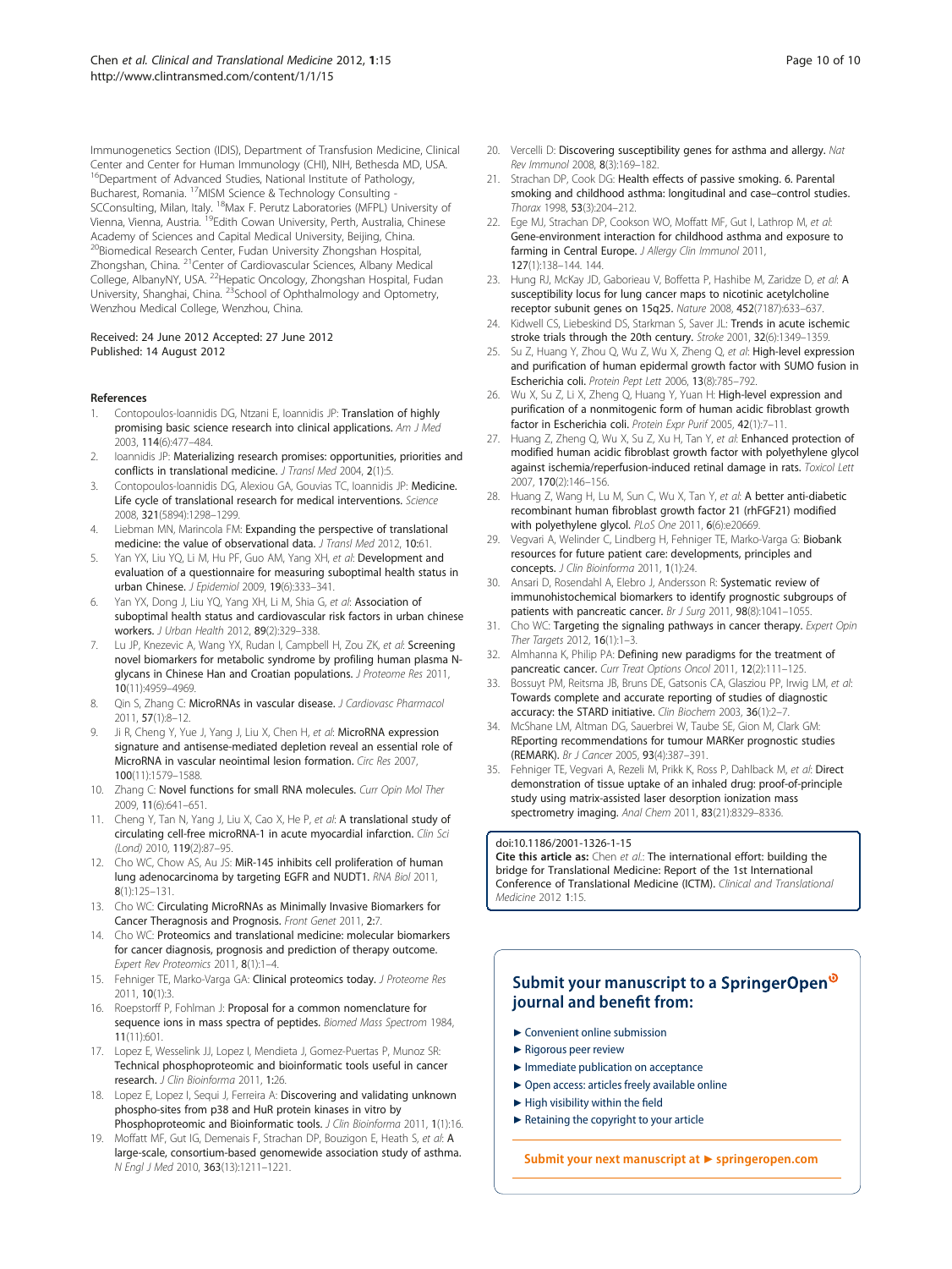Immunogenetics Section (IDIS), Department of Transfusion Medicine, Clinical Center and Center for Human Immunology (CHI), NIH, Bethesda MD, USA. [16]Department of Advanced Studies, National Institute of Pathology, Bucharest, Romania. [17]MISM Science & Technology Consulting - SCConsulting, Milan, Italy. [18]Max F. Perutz Laboratories (MFPL) University of Vienna, Vienna, Austria. [19]Edith Cowan University, Perth, Australia, Chinese Academy of Sciences and Capital Medical University, Beijing, China. [20]Biomedical Research Center, Fudan University Zhongshan Hospital, Zhongshan, China. [21]Center of Cardiovascular Sciences, Albany Medical College, AlbanyNY, USA. [22]Hepatic Oncology, Zhongshan Hospital, Fudan University, Shanghai, China. [23]School of Ophthalmology and Optometry, Wenzhou Medical College, Wenzhou, China.

Received: 24 June 2012 Accepted: 27 June 2012
Published: 14 August 2012

### References

1. Contopoulos-Ioannidis DG, Ntzani E, Ioannidis JP: **Translation of highly promising basic science research into clinical applications.** *Am J Med* 2003, **114**(6):477–484.
2. Ioannidis JP: **Materializing research promises: opportunities, priorities and conflicts in translational medicine.** *J Transl Med* 2004, **2**(1):5.
3. Contopoulos-Ioannidis DG, Alexiou GA, Gouvias TC, Ioannidis JP: **Medicine. Life cycle of translational research for medical interventions.** *Science* 2008, **321**(5894):1298–1299.
4. Liebman MN, Marincola FM: **Expanding the perspective of translational medicine: the value of observational data.** *J Transl Med* 2012, **10**:61.
5. Yan YX, Liu YQ, Li M, Hu PF, Guo AM, Yang XH, *et al*: **Development and evaluation of a questionnaire for measuring suboptimal health status in urban Chinese.** *J Epidemiol* 2009, **19**(6):333–341.
6. Yan YX, Dong J, Liu YQ, Yang XH, Li M, Shia G, *et al*: **Association of suboptimal health status and cardiovascular risk factors in urban chinese workers.** *J Urban Health* 2012, **89**(2):329–338.
7. Lu JP, Knezevic A, Wang YX, Rudan I, Campbell H, Zou ZK, *et al*: **Screening novel biomarkers for metabolic syndrome by profiling human plasma N-glycans in Chinese Han and Croatian populations.** *J Proteome Res* 2011, **10**(11):4959–4969.
8. Qin S, Zhang C: **MicroRNAs in vascular disease.** *J Cardiovasc Pharmacol* 2011, **57**(1):8–12.
9. Ji R, Cheng Y, Yue J, Yang J, Liu X, Chen H, *et al*: **MicroRNA expression signature and antisense-mediated depletion reveal an essential role of MicroRNA in vascular neointimal lesion formation.** *Circ Res* 2007, **100**(11):1579–1588.
10. Zhang C: **Novel functions for small RNA molecules.** *Curr Opin Mol Ther* 2009, **11**(6):641–651.
11. Cheng Y, Tan N, Yang J, Liu X, Cao X, He P, *et al*: **A translational study of circulating cell-free microRNA-1 in acute myocardial infarction.** *Clin Sci (Lond)* 2010, **119**(2):87–95.
12. Cho WC, Chow AS, Au JS: **MiR-145 inhibits cell proliferation of human lung adenocarcinoma by targeting EGFR and NUDT1.** *RNA Biol* 2011, **8**(1):125–131.
13. Cho WC: **Circulating MicroRNAs as Minimally Invasive Biomarkers for Cancer Theragnosis and Prognosis.** *Front Genet* 2011, **2**:7.
14. Cho WC: **Proteomics and translational medicine: molecular biomarkers for cancer diagnosis, prognosis and prediction of therapy outcome.** *Expert Rev Proteomics* 2011, **8**(1):1–4.
15. Fehniger TE, Marko-Varga GA: **Clinical proteomics today.** *J Proteome Res* 2011, **10**(1):3.
16. Roepstorff P, Fohlman J: **Proposal for a common nomenclature for sequence ions in mass spectra of peptides.** *Biomed Mass Spectrom* 1984, **11**(11):601.
17. Lopez E, Wesselink JJ, Lopez I, Mendieta J, Gomez-Puertas P, Munoz SR: **Technical phosphoproteomic and bioinformatic tools useful in cancer research.** *J Clin Bioinforma* 2011, **1**:26.
18. Lopez E, Lopez I, Sequi J, Ferreira A: **Discovering and validating unknown phospho-sites from p38 and HuR protein kinases in vitro by Phosphoproteomic and Bioinformatic tools.** *J Clin Bioinforma* 2011, **1**(1):16.
19. Moffatt MF, Gut IG, Demenais F, Strachan DP, Bouzigon E, Heath S, *et al*: **A large-scale, consortium-based genomewide association study of asthma.** *N Engl J Med* 2010, **363**(13):1211–1221.
20. Vercelli D: **Discovering susceptibility genes for asthma and allergy.** *Nat Rev Immunol* 2008, **8**(3):169–182.
21. Strachan DP, Cook DG: **Health effects of passive smoking. 6. Parental smoking and childhood asthma: longitudinal and case–control studies.** *Thorax* 1998, **53**(3):204–212.
22. Ege MJ, Strachan DP, Cookson WO, Moffatt MF, Gut I, Lathrop M, *et al*: **Gene-environment interaction for childhood asthma and exposure to farming in Central Europe.** *J Allergy Clin Immunol* 2011, **127**(1):138–144. 144.
23. Hung RJ, McKay JD, Gaborieau V, Boffetta P, Hashibe M, Zaridze D, *et al*: **A susceptibility locus for lung cancer maps to nicotinic acetylcholine receptor subunit genes on 15q25.** *Nature* 2008, **452**(7187):633–637.
24. Kidwell CS, Liebeskind DS, Starkman S, Saver JL: **Trends in acute ischemic stroke trials through the 20th century.** *Stroke* 2001, **32**(6):1349–1359.
25. Su Z, Huang Y, Zhou Q, Wu Z, Wu X, Zheng Q, *et al*: **High-level expression and purification of human epidermal growth factor with SUMO fusion in Escherichia coli.** *Protein Pept Lett* 2006, **13**(8):785–792.
26. Wu X, Su Z, Li X, Zheng Q, Huang Y, Yuan H: **High-level expression and purification of a nonmitogenic form of human acidic fibroblast growth factor in Escherichia coli.** *Protein Expr Purif* 2005, **42**(1):7–11.
27. Huang Z, Zheng Q, Wu X, Su Z, Xu H, Tan Y, *et al*: **Enhanced protection of modified human acidic fibroblast growth factor with polyethylene glycol against ischemia/reperfusion-induced retinal damage in rats.** *Toxicol Lett* 2007, **170**(2):146–156.
28. Huang Z, Wang H, Lu M, Sun C, Wu X, Tan Y, *et al*: **A better anti-diabetic recombinant human fibroblast growth factor 21 (rhFGF21) modified with polyethylene glycol.** *PLoS One* 2011, **6**(6):e20669.
29. Vegvari A, Welinder C, Lindberg H, Fehniger TE, Marko-Varga G: **Biobank resources for future patient care: developments, principles and concepts.** *J Clin Bioinforma* 2011, **1**(1):24.
30. Ansari D, Rosendahl A, Elebro J, Andersson R: **Systematic review of immunohistochemical biomarkers to identify prognostic subgroups of patients with pancreatic cancer.** *Br J Surg* 2011, **98**(8):1041–1055.
31. Cho WC: **Targeting the signaling pathways in cancer therapy.** *Expert Opin Ther Targets* 2012, **16**(1):1–3.
32. Almhanna K, Philip PA: **Defining new paradigms for the treatment of pancreatic cancer.** *Curr Treat Options Oncol* 2011, **12**(2):111–125.
33. Bossuyt PM, Reitsma JB, Bruns DE, Gatsonis CA, Glasziou PP, Irwig LM, *et al*: **Towards complete and accurate reporting of studies of diagnostic accuracy: the STARD initiative.** *Clin Biochem* 2003, **36**(1):2–7.
34. McShane LM, Altman DG, Sauerbrei W, Taube SE, Gion M, Clark GM: **REporting recommendations for tumour MARKer prognostic studies (REMARK).** *Br J Cancer* 2005, **93**(4):387–391.
35. Fehniger TE, Vegvari A, Rezeli M, Prikk K, Ross P, Dahlback M, *et al*: **Direct demonstration of tissue uptake of an inhaled drug: proof-of-principle study using matrix-assisted laser desorption ionization mass spectrometry imaging.** *Anal Chem* 2011, **83**(21):8329–8336.

doi:10.1186/2001-1326-1-15
**Cite this article as:** Chen *et al.*: The international effort: building the bridge for Translational Medicine: Report of the 1st International Conference of Translational Medicine (ICTM). *Clinical and Translational Medicine* 2012 **1**:15.

**Submit your manuscript to a SpringerOpen journal and benefit from:**

- Convenient online submission
- Rigorous peer review
- Immediate publication on acceptance
- Open access: articles freely available online
- High visibility within the field
- Retaining the copyright to your article

**Submit your next manuscript at ► springeropen.com**